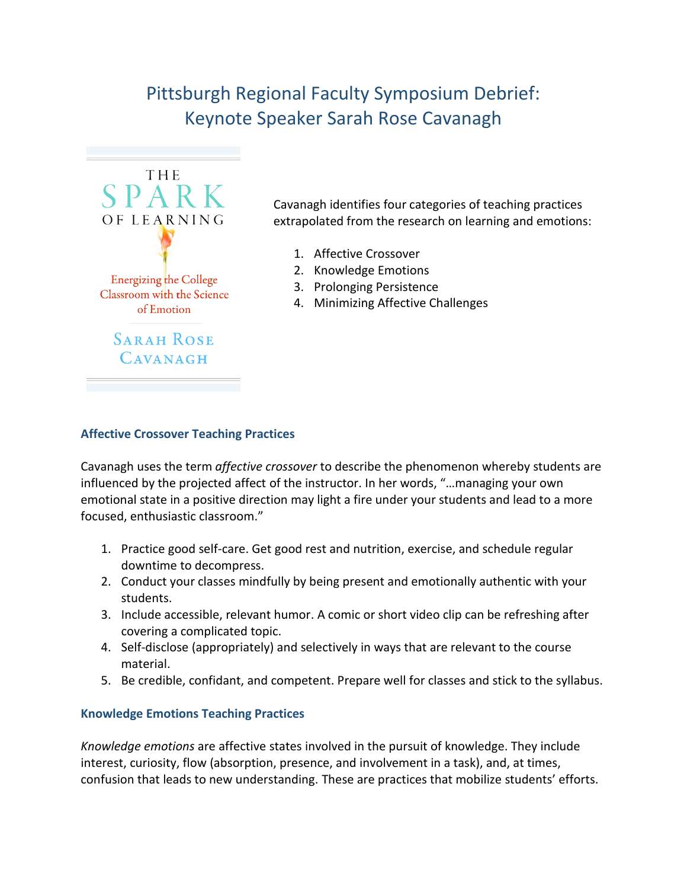# Pittsburgh Regional Faculty Symposium Debrief: Keynote Speaker Sarah Rose Cavanagh

Cavanagh identifies four categories of teaching practices extrapolated from the research on learning and emotions:

1. Affective Crossover
2. Knowledge Emotions
3. Prolonging Persistence
4. Minimizing Affective Challenges

### Affective Crossover Teaching Practices

Cavanagh uses the term *affective crossover* to describe the phenomenon whereby students are influenced by the projected affect of the instructor. In her words, "…managing your own emotional state in a positive direction may light a fire under your students and lead to a more focused, enthusiastic classroom."

1. Practice good self-care. Get good rest and nutrition, exercise, and schedule regular downtime to decompress.
2. Conduct your classes mindfully by being present and emotionally authentic with your students.
3. Include accessible, relevant humor. A comic or short video clip can be refreshing after covering a complicated topic.
4. Self-disclose (appropriately) and selectively in ways that are relevant to the course material.
5. Be credible, confidant, and competent. Prepare well for classes and stick to the syllabus.

### Knowledge Emotions Teaching Practices

*Knowledge emotions* are affective states involved in the pursuit of knowledge. They include interest, curiosity, flow (absorption, presence, and involvement in a task), and, at times, confusion that leads to new understanding. These are practices that mobilize students' efforts.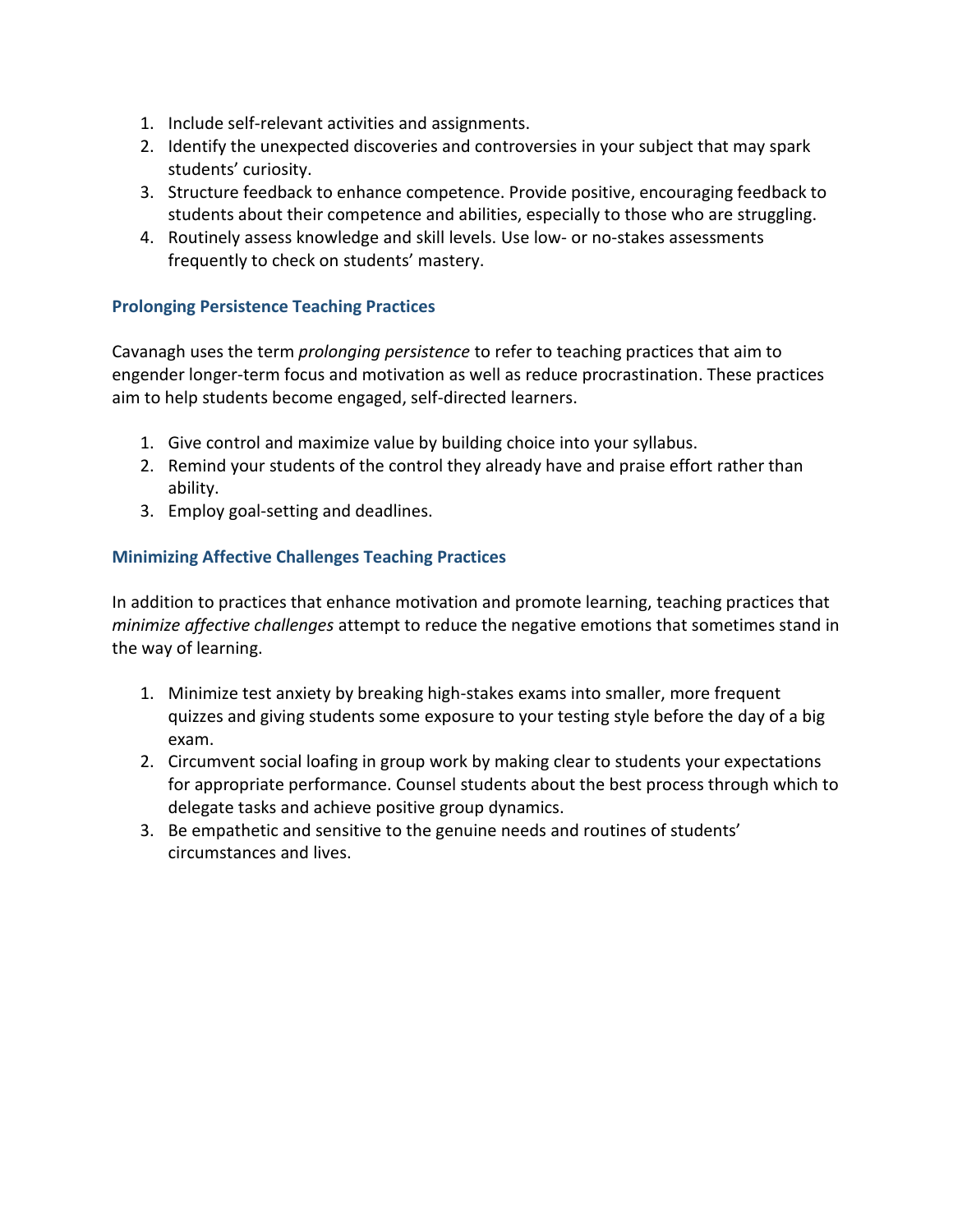1. Include self-relevant activities and assignments.
2. Identify the unexpected discoveries and controversies in your subject that may spark students' curiosity.
3. Structure feedback to enhance competence. Provide positive, encouraging feedback to students about their competence and abilities, especially to those who are struggling.
4. Routinely assess knowledge and skill levels. Use low- or no-stakes assessments frequently to check on students' mastery.

### Prolonging Persistence Teaching Practices

Cavanagh uses the term *prolonging persistence* to refer to teaching practices that aim to engender longer-term focus and motivation as well as reduce procrastination. These practices aim to help students become engaged, self-directed learners.

1. Give control and maximize value by building choice into your syllabus.
2. Remind your students of the control they already have and praise effort rather than ability.
3. Employ goal-setting and deadlines.

### Minimizing Affective Challenges Teaching Practices

In addition to practices that enhance motivation and promote learning, teaching practices that *minimize affective challenges* attempt to reduce the negative emotions that sometimes stand in the way of learning.

1. Minimize test anxiety by breaking high-stakes exams into smaller, more frequent quizzes and giving students some exposure to your testing style before the day of a big exam.
2. Circumvent social loafing in group work by making clear to students your expectations for appropriate performance. Counsel students about the best process through which to delegate tasks and achieve positive group dynamics.
3. Be empathetic and sensitive to the genuine needs and routines of students' circumstances and lives.